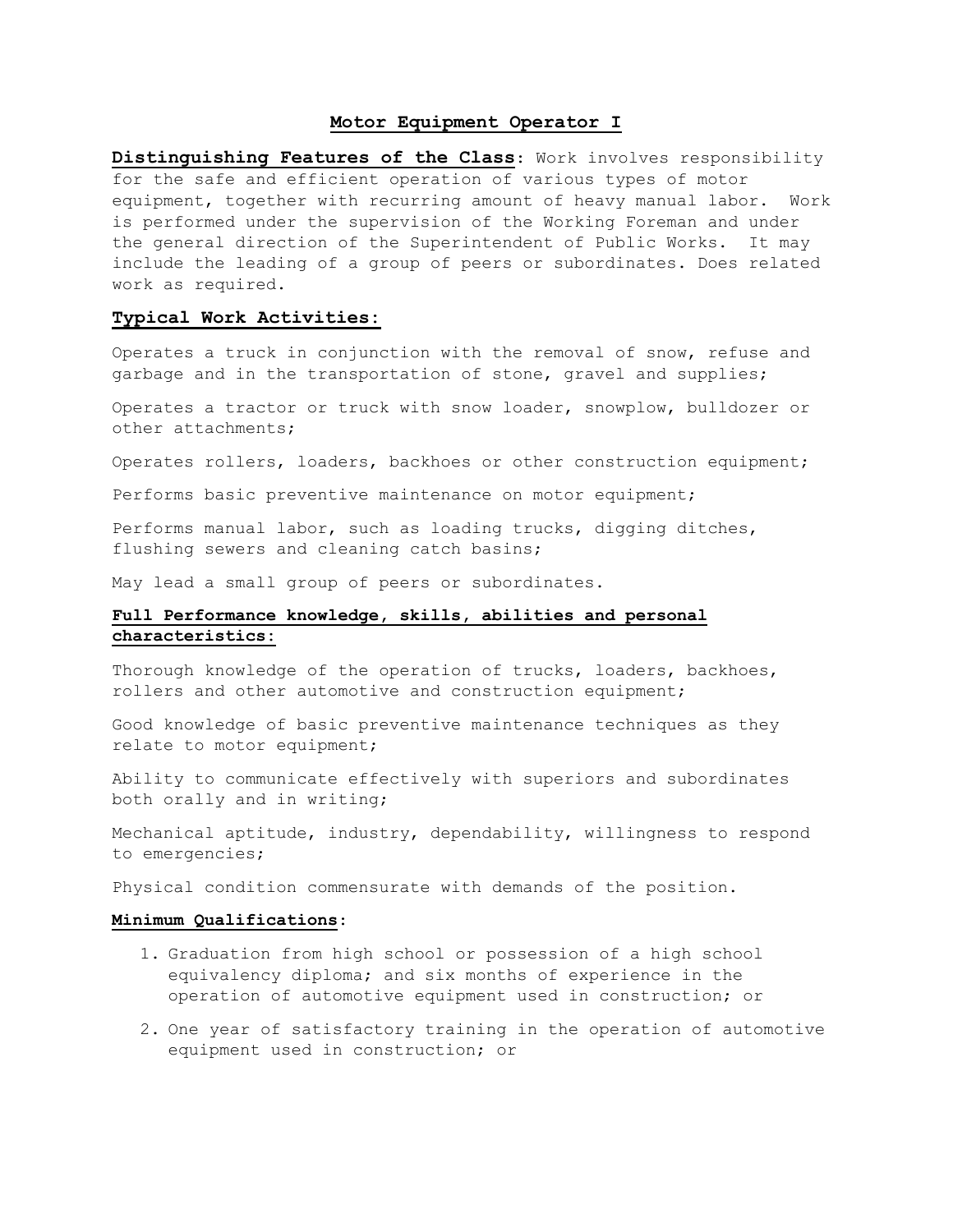# Motor Equipment Operator I

**Distinguishing Features of the Class**: Work involves responsibility for the safe and efficient operation of various types of motor equipment, together with recurring amount of heavy manual labor. Work is performed under the supervision of the Working Foreman and under the general direction of the Superintendent of Public Works. It may include the leading of a group of peers or subordinates. Does related work as required.

## Typical Work Activities:

Operates a truck in conjunction with the removal of snow, refuse and garbage and in the transportation of stone, gravel and supplies;

Operates a tractor or truck with snow loader, snowplow, bulldozer or other attachments;

Operates rollers, loaders, backhoes or other construction equipment;

Performs basic preventive maintenance on motor equipment;

Performs manual labor, such as loading trucks, digging ditches, flushing sewers and cleaning catch basins;

May lead a small group of peers or subordinates.

## Full Performance knowledge, skills, abilities and personal characteristics:

Thorough knowledge of the operation of trucks, loaders, backhoes, rollers and other automotive and construction equipment;

Good knowledge of basic preventive maintenance techniques as they relate to motor equipment;

Ability to communicate effectively with superiors and subordinates both orally and in writing;

Mechanical aptitude, industry, dependability, willingness to respond to emergencies;

Physical condition commensurate with demands of the position.

## Minimum Qualifications:

1. Graduation from high school or possession of a high school equivalency diploma; and six months of experience in the operation of automotive equipment used in construction; or
2. One year of satisfactory training in the operation of automotive equipment used in construction; or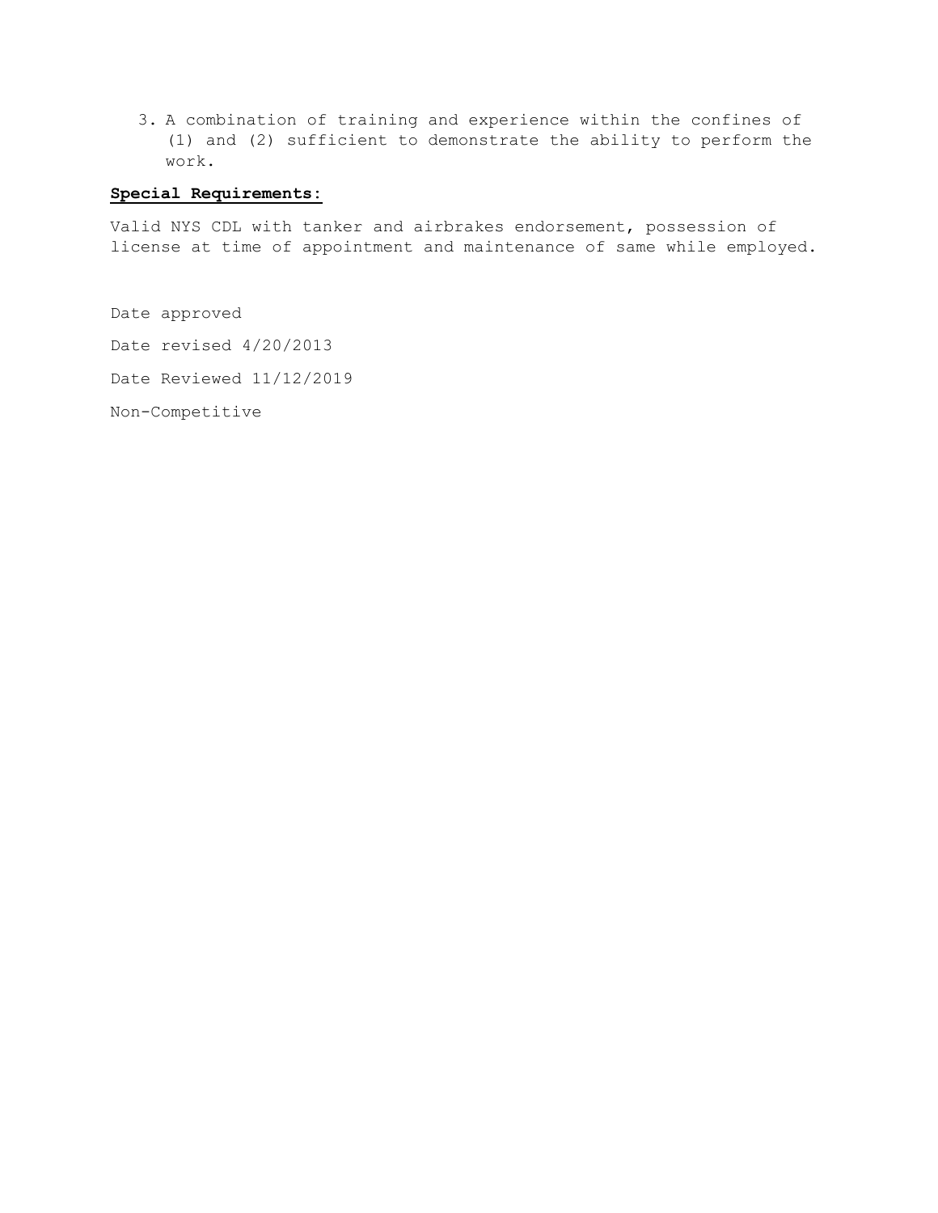3. A combination of training and experience within the confines of (1) and (2) sufficient to demonstrate the ability to perform the work.

**Special Requirements:**

Valid NYS CDL with tanker and airbrakes endorsement, possession of license at time of appointment and maintenance of same while employed.

Date approved

Date revised 4/20/2013

Date Reviewed 11/12/2019

Non-Competitive